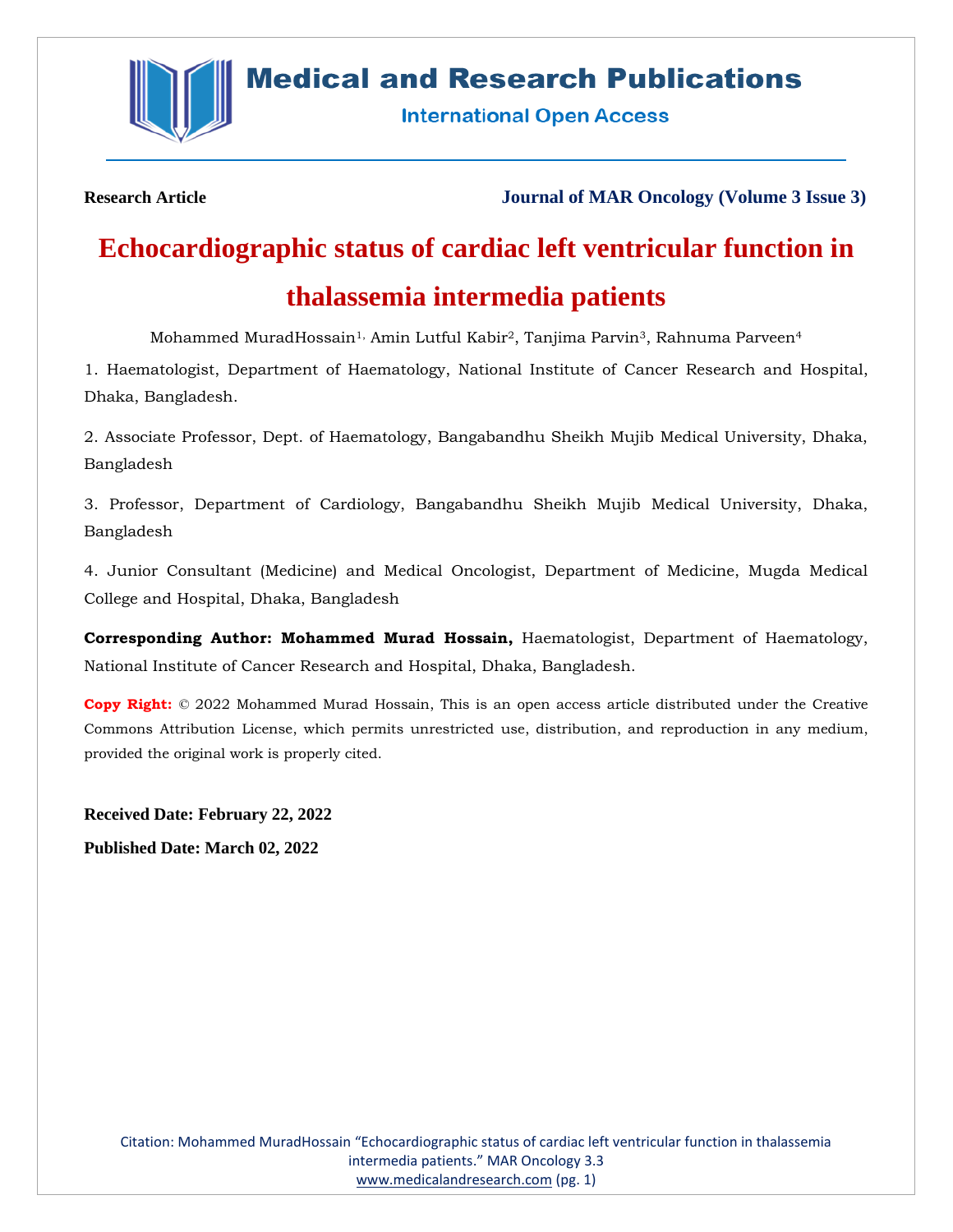**Research Article** **Journal of MAR Oncology (Volume 3 Issue 3)**

# Echocardiographic status of cardiac left ventricular function in thalassemia intermedia patients

Mohammed MuradHossain[1], Amin Lutful Kabir[2], Tanjima Parvin[3], Rahnuma Parveen[4]

1. Haematologist, Department of Haematology, National Institute of Cancer Research and Hospital, Dhaka, Bangladesh.

2. Associate Professor, Dept. of Haematology, Bangabandhu Sheikh Mujib Medical University, Dhaka, Bangladesh

3. Professor, Department of Cardiology, Bangabandhu Sheikh Mujib Medical University, Dhaka, Bangladesh

4. Junior Consultant (Medicine) and Medical Oncologist, Department of Medicine, Mugda Medical College and Hospital, Dhaka, Bangladesh

**Corresponding Author: Mohammed Murad Hossain,** Haematologist, Department of Haematology, National Institute of Cancer Research and Hospital, Dhaka, Bangladesh.

**Copy Right:** © 2022 Mohammed Murad Hossain, This is an open access article distributed under the Creative Commons Attribution License, which permits unrestricted use, distribution, and reproduction in any medium, provided the original work is properly cited.

**Received Date: February 22, 2022**

**Published Date: March 02, 2022**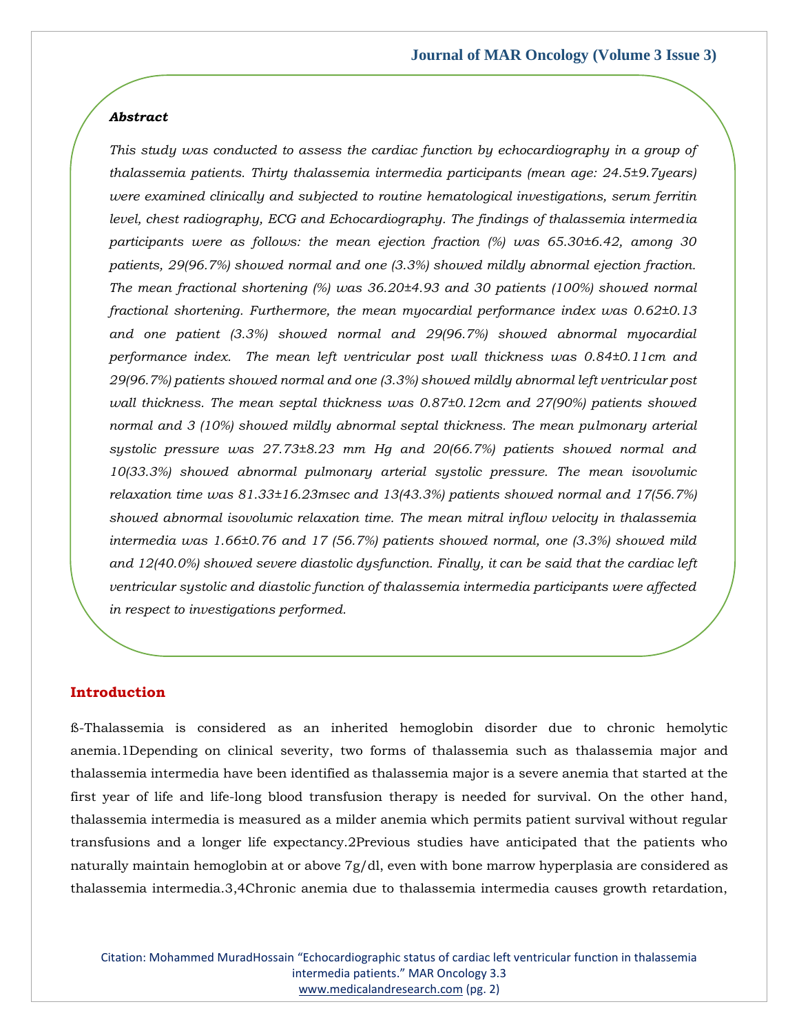### *Abstract*

*This study was conducted to assess the cardiac function by echocardiography in a group of thalassemia patients. Thirty thalassemia intermedia participants (mean age: 24.5±9.7years) were examined clinically and subjected to routine hematological investigations, serum ferritin level, chest radiography, ECG and Echocardiography. The findings of thalassemia intermedia participants were as follows: the mean ejection fraction (%) was 65.30±6.42, among 30 patients, 29(96.7%) showed normal and one (3.3%) showed mildly abnormal ejection fraction. The mean fractional shortening (%) was 36.20±4.93 and 30 patients (100%) showed normal fractional shortening. Furthermore, the mean myocardial performance index was 0.62±0.13 and one patient (3.3%) showed normal and 29(96.7%) showed abnormal myocardial performance index. The mean left ventricular post wall thickness was 0.84±0.11cm and 29(96.7%) patients showed normal and one (3.3%) showed mildly abnormal left ventricular post wall thickness. The mean septal thickness was 0.87±0.12cm and 27(90%) patients showed normal and 3 (10%) showed mildly abnormal septal thickness. The mean pulmonary arterial systolic pressure was 27.73±8.23 mm Hg and 20(66.7%) patients showed normal and 10(33.3%) showed abnormal pulmonary arterial systolic pressure. The mean isovolumic relaxation time was 81.33±16.23msec and 13(43.3%) patients showed normal and 17(56.7%) showed abnormal isovolumic relaxation time. The mean mitral inflow velocity in thalassemia intermedia was 1.66±0.76 and 17 (56.7%) patients showed normal, one (3.3%) showed mild and 12(40.0%) showed severe diastolic dysfunction. Finally, it can be said that the cardiac left ventricular systolic and diastolic function of thalassemia intermedia participants were affected in respect to investigations performed.*

## Introduction

ß-Thalassemia is considered as an inherited hemoglobin disorder due to chronic hemolytic anemia.[1] Depending on clinical severity, two forms of thalassemia such as thalassemia major and thalassemia intermedia have been identified as thalassemia major is a severe anemia that started at the first year of life and life-long blood transfusion therapy is needed for survival. On the other hand, thalassemia intermedia is measured as a milder anemia which permits patient survival without regular transfusions and a longer life expectancy.[2] Previous studies have anticipated that the patients who naturally maintain hemoglobin at or above 7g/dl, even with bone marrow hyperplasia are considered as thalassemia intermedia.[3,4] Chronic anemia due to thalassemia intermedia causes growth retardation,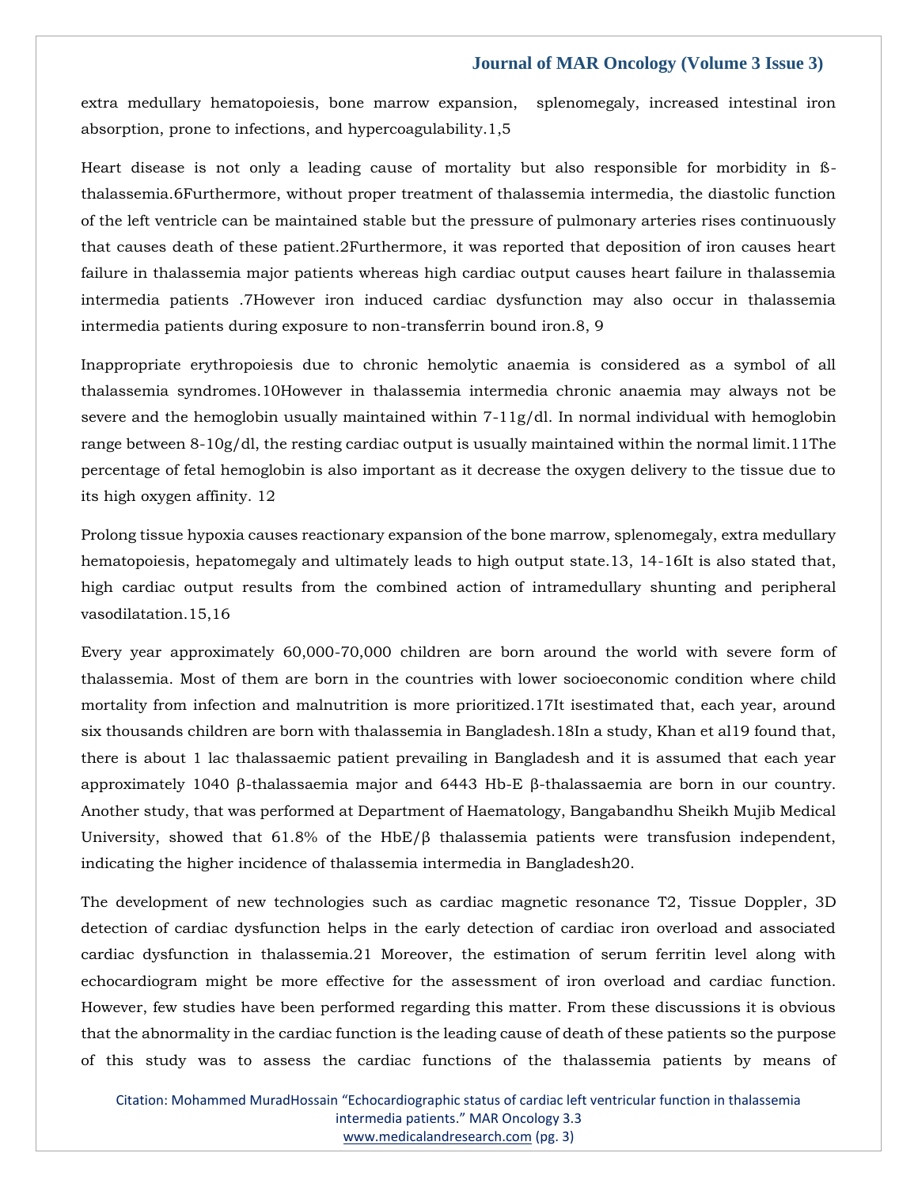extra medullary hematopoiesis, bone marrow expansion, splenomegaly, increased intestinal iron absorption, prone to infections, and hypercoagulability.[1,5]

Heart disease is not only a leading cause of mortality but also responsible for morbidity in ß-thalassemia.[6]Furthermore, without proper treatment of thalassemia intermedia, the diastolic function of the left ventricle can be maintained stable but the pressure of pulmonary arteries rises continuously that causes death of these patient.[2]Furthermore, it was reported that deposition of iron causes heart failure in thalassemia major patients whereas high cardiac output causes heart failure in thalassemia intermedia patients .[7]However iron induced cardiac dysfunction may also occur in thalassemia intermedia patients during exposure to non-transferrin bound iron.[8, 9]

Inappropriate erythropoiesis due to chronic hemolytic anaemia is considered as a symbol of all thalassemia syndromes.[10]However in thalassemia intermedia chronic anaemia may always not be severe and the hemoglobin usually maintained within 7-11g/dl. In normal individual with hemoglobin range between 8-10g/dl, the resting cardiac output is usually maintained within the normal limit.[11]The percentage of fetal hemoglobin is also important as it decrease the oxygen delivery to the tissue due to its high oxygen affinity. [12]

Prolong tissue hypoxia causes reactionary expansion of the bone marrow, splenomegaly, extra medullary hematopoiesis, hepatomegaly and ultimately leads to high output state.[13, 14-16]It is also stated that, high cardiac output results from the combined action of intramedullary shunting and peripheral vasodilatation.[15,16]

Every year approximately 60,000-70,000 children are born around the world with severe form of thalassemia. Most of them are born in the countries with lower socioeconomic condition where child mortality from infection and malnutrition is more prioritized.[17]It isestimated that, each year, around six thousands children are born with thalassemia in Bangladesh.[18]In a study, Khan et al[19] found that, there is about 1 lac thalassaemic patient prevailing in Bangladesh and it is assumed that each year approximately 1040 β-thalassaemia major and 6443 Hb-E β-thalassaemia are born in our country. Another study, that was performed at Department of Haematology, Bangabandhu Sheikh Mujib Medical University, showed that 61.8% of the HbE/β thalassemia patients were transfusion independent, indicating the higher incidence of thalassemia intermedia in Bangladesh[20].

The development of new technologies such as cardiac magnetic resonance T2, Tissue Doppler, 3D detection of cardiac dysfunction helps in the early detection of cardiac iron overload and associated cardiac dysfunction in thalassemia.[21] Moreover, the estimation of serum ferritin level along with echocardiogram might be more effective for the assessment of iron overload and cardiac function. However, few studies have been performed regarding this matter. From these discussions it is obvious that the abnormality in the cardiac function is the leading cause of death of these patients so the purpose of this study was to assess the cardiac functions of the thalassemia patients by means of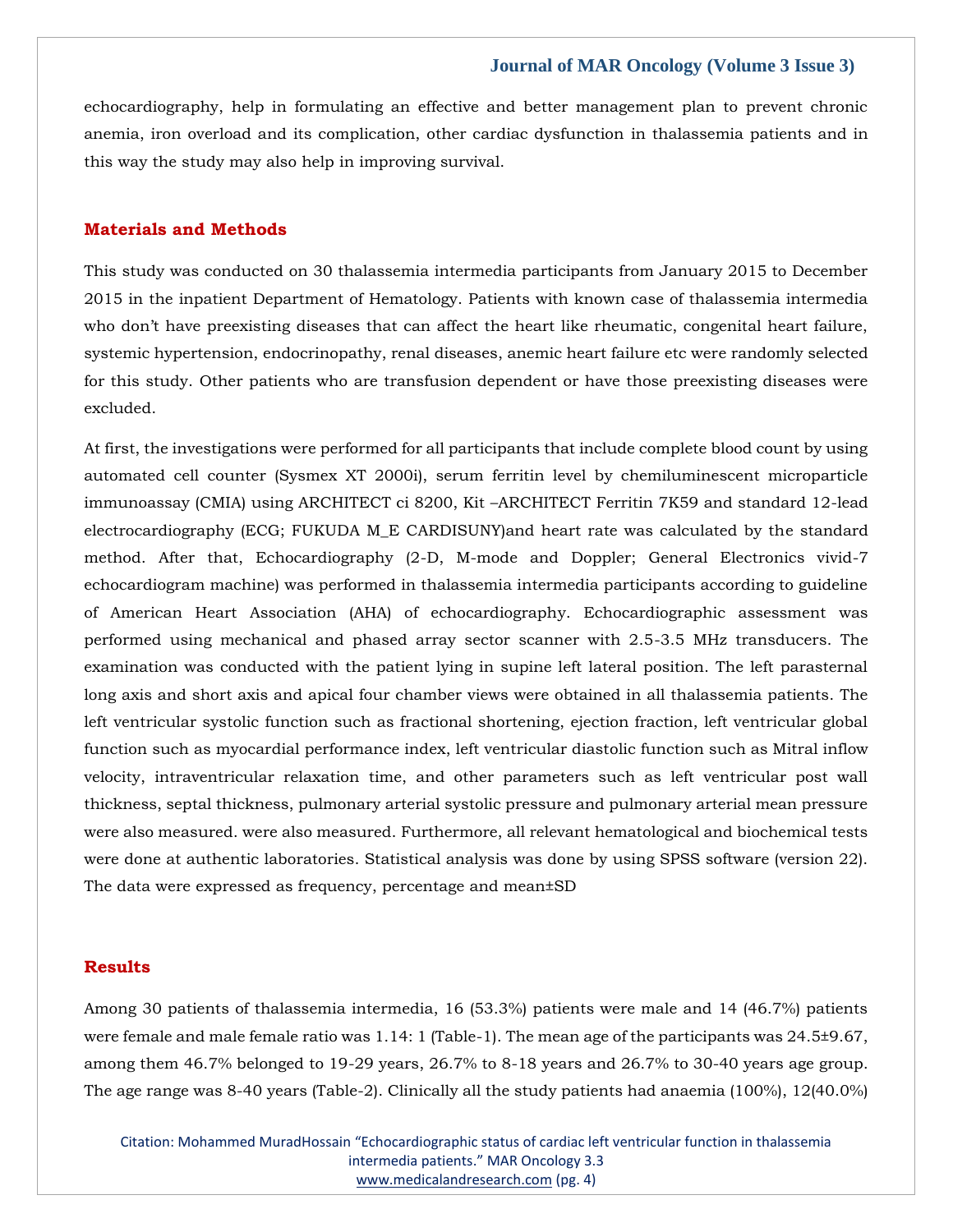echocardiography, help in formulating an effective and better management plan to prevent chronic anemia, iron overload and its complication, other cardiac dysfunction in thalassemia patients and in this way the study may also help in improving survival.

## Materials and Methods

This study was conducted on 30 thalassemia intermedia participants from January 2015 to December 2015 in the inpatient Department of Hematology. Patients with known case of thalassemia intermedia who don't have preexisting diseases that can affect the heart like rheumatic, congenital heart failure, systemic hypertension, endocrinopathy, renal diseases, anemic heart failure etc were randomly selected for this study. Other patients who are transfusion dependent or have those preexisting diseases were excluded.

At first, the investigations were performed for all participants that include complete blood count by using automated cell counter (Sysmex XT 2000i), serum ferritin level by chemiluminescent microparticle immunoassay (CMIA) using ARCHITECT ci 8200, Kit –ARCHITECT Ferritin 7K59 and standard 12-lead electrocardiography (ECG; FUKUDA M_E CARDISUNY)and heart rate was calculated by the standard method. After that, Echocardiography (2-D, M-mode and Doppler; General Electronics vivid-7 echocardiogram machine) was performed in thalassemia intermedia participants according to guideline of American Heart Association (AHA) of echocardiography. Echocardiographic assessment was performed using mechanical and phased array sector scanner with 2.5-3.5 MHz transducers. The examination was conducted with the patient lying in supine left lateral position. The left parasternal long axis and short axis and apical four chamber views were obtained in all thalassemia patients. The left ventricular systolic function such as fractional shortening, ejection fraction, left ventricular global function such as myocardial performance index, left ventricular diastolic function such as Mitral inflow velocity, intraventricular relaxation time, and other parameters such as left ventricular post wall thickness, septal thickness, pulmonary arterial systolic pressure and pulmonary arterial mean pressure were also measured. were also measured. Furthermore, all relevant hematological and biochemical tests were done at authentic laboratories. Statistical analysis was done by using SPSS software (version 22). The data were expressed as frequency, percentage and mean±SD

## Results

Among 30 patients of thalassemia intermedia, 16 (53.3%) patients were male and 14 (46.7%) patients were female and male female ratio was 1.14: 1 (Table-1). The mean age of the participants was 24.5±9.67, among them 46.7% belonged to 19-29 years, 26.7% to 8-18 years and 26.7% to 30-40 years age group. The age range was 8-40 years (Table-2). Clinically all the study patients had anaemia (100%), 12(40.0%)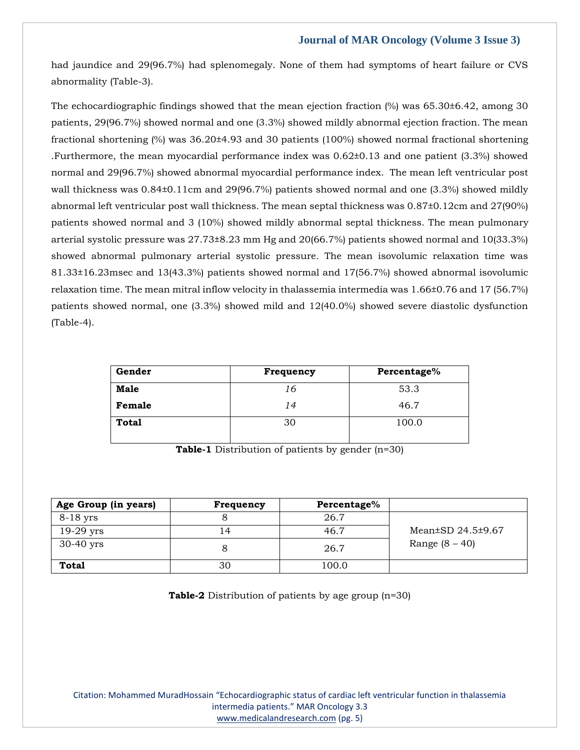had jaundice and 29(96.7%) had splenomegaly. None of them had symptoms of heart failure or CVS abnormality (Table-3).

The echocardiographic findings showed that the mean ejection fraction (%) was 65.30±6.42, among 30 patients, 29(96.7%) showed normal and one (3.3%) showed mildly abnormal ejection fraction. The mean fractional shortening (%) was 36.20±4.93 and 30 patients (100%) showed normal fractional shortening .Furthermore, the mean myocardial performance index was 0.62±0.13 and one patient (3.3%) showed normal and 29(96.7%) showed abnormal myocardial performance index. The mean left ventricular post wall thickness was 0.84±0.11cm and 29(96.7%) patients showed normal and one (3.3%) showed mildly abnormal left ventricular post wall thickness. The mean septal thickness was 0.87±0.12cm and 27(90%) patients showed normal and 3 (10%) showed mildly abnormal septal thickness. The mean pulmonary arterial systolic pressure was 27.73±8.23 mm Hg and 20(66.7%) patients showed normal and 10(33.3%) showed abnormal pulmonary arterial systolic pressure. The mean isovolumic relaxation time was 81.33±16.23msec and 13(43.3%) patients showed normal and 17(56.7%) showed abnormal isovolumic relaxation time. The mean mitral inflow velocity in thalassemia intermedia was 1.66±0.76 and 17 (56.7%) patients showed normal, one (3.3%) showed mild and 12(40.0%) showed severe diastolic dysfunction (Table-4).

| **Gender** | **Frequency** | **Percentage%** |
|---|---|---|
| **Male** | *16* | 53.3 |
| **Female** | *14* | 46.7 |
| **Total** | 30 | 100.0 |

**Table-1** Distribution of patients by gender (n=30)

| **Age Group (in years)** | **Frequency** | **Percentage%** | |
|---|---|---|---|
| 8-18 yrs | 8 | 26.7 | Mean±SD 24.5±9.67<br>Range (8 – 40) |
| 19-29 yrs | 14 | 46.7 | |
| 30-40 yrs | 8 | 26.7 | |
| **Total** | 30 | 100.0 | |

**Table-2** Distribution of patients by age group (n=30)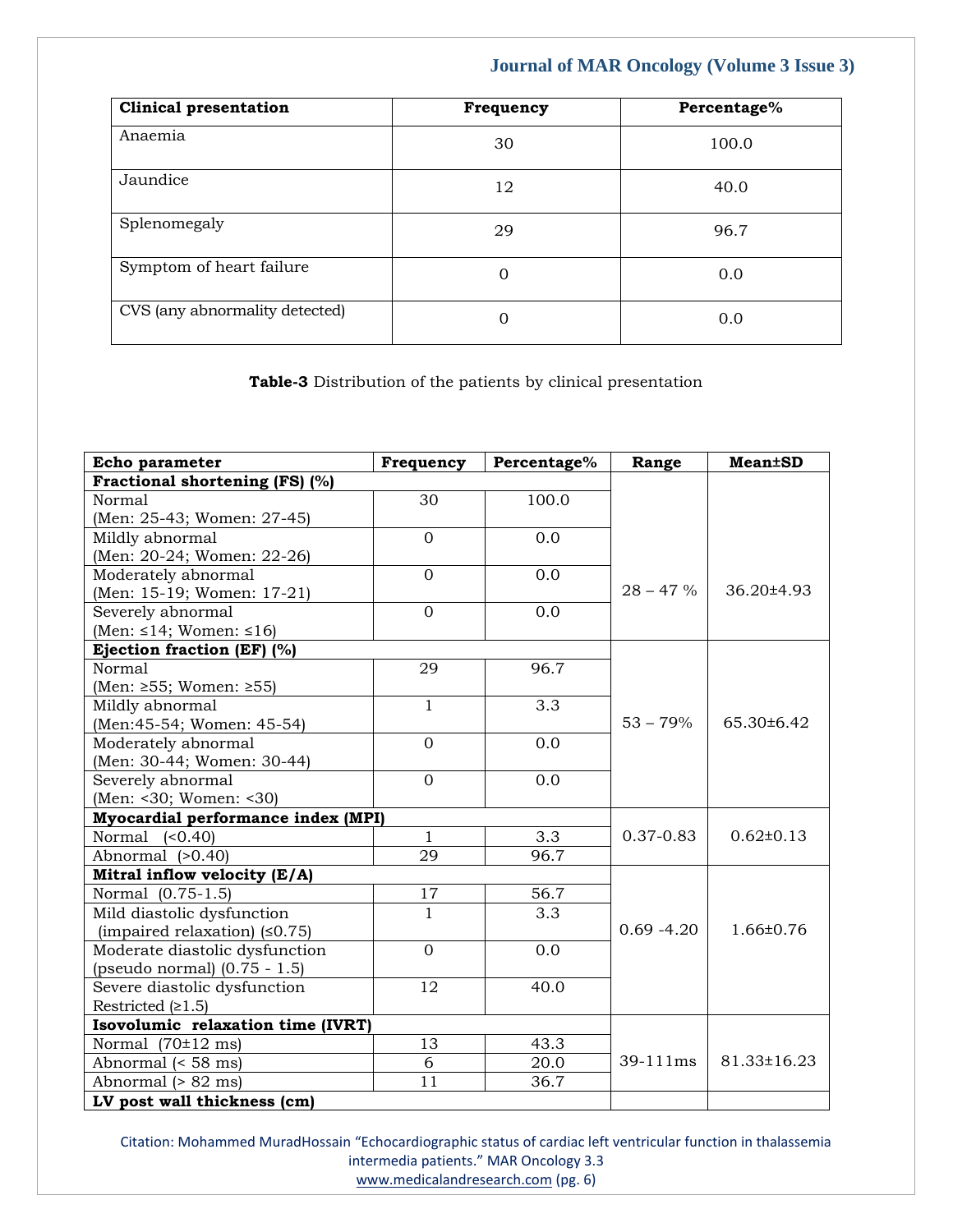| Clinical presentation | Frequency | Percentage% |
| --- | --- | --- |
| Anaemia | 30 | 100.0 |
| Jaundice | 12 | 40.0 |
| Splenomegaly | 29 | 96.7 |
| Symptom of heart failure | 0 | 0.0 |
| CVS (any abnormality detected) | 0 | 0.0 |

**Table-3** Distribution of the patients by clinical presentation

| Echo parameter | Frequency | Percentage% | Range | Mean±SD |
| --- | --- | --- | --- | --- |
| **Fractional shortening (FS) (%)** | | | 28 – 47 % | 36.20±4.93 |
| Normal (Men: 25-43; Women: 27-45) | 30 | 100.0 | | |
| Mildly abnormal (Men: 20-24; Women: 22-26) | 0 | 0.0 | | |
| Moderately abnormal (Men: 15-19; Women: 17-21) | 0 | 0.0 | | |
| Severely abnormal (Men: ≤14; Women: ≤16) | 0 | 0.0 | | |
| **Ejection fraction (EF) (%)** | | | 53 – 79% | 65.30±6.42 |
| Normal (Men: ≥55; Women: ≥55) | 29 | 96.7 | | |
| Mildly abnormal (Men:45-54; Women: 45-54) | 1 | 3.3 | | |
| Moderately abnormal (Men: 30-44; Women: 30-44) | 0 | 0.0 | | |
| Severely abnormal (Men: <30; Women: <30) | 0 | 0.0 | | |
| **Myocardial performance index (MPI)** | | | 0.37-0.83 | 0.62±0.13 |
| Normal (<0.40) | 1 | 3.3 | | |
| Abnormal (>0.40) | 29 | 96.7 | | |
| **Mitral inflow velocity (E/A)** | | | 0.69 -4.20 | 1.66±0.76 |
| Normal (0.75-1.5) | 17 | 56.7 | | |
| Mild diastolic dysfunction (impaired relaxation) (≤0.75) | 1 | 3.3 | | |
| Moderate diastolic dysfunction (pseudo normal) (0.75 - 1.5) | 0 | 0.0 | | |
| Severe diastolic dysfunction Restricted (≥1.5) | 12 | 40.0 | | |
| **Isovolumic relaxation time (IVRT)** | | | 39-111ms | 81.33±16.23 |
| Normal (70±12 ms) | 13 | 43.3 | | |
| Abnormal (< 58 ms) | 6 | 20.0 | | |
| Abnormal (> 82 ms) | 11 | 36.7 | | |
| **LV post wall thickness (cm)** | | | | |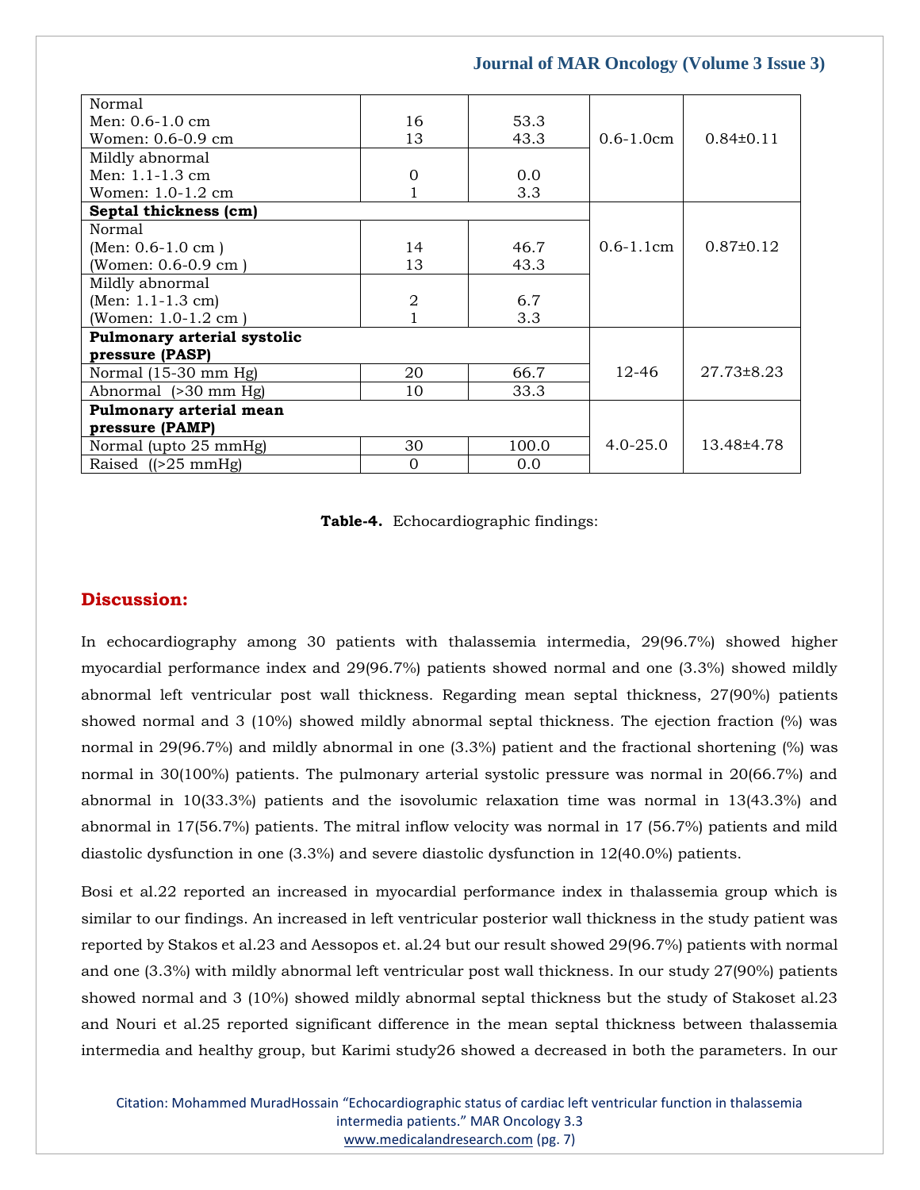| | | | | |
|---|---|---|---|---|
| Normal<br>Men: 0.6-1.0 cm<br>Women: 0.6-0.9 cm | 16<br>13 | 53.3<br>43.3 | 0.6-1.0cm | 0.84±0.11 |
| Mildly abnormal<br>Men: 1.1-1.3 cm<br>Women: 1.0-1.2 cm | 0<br>1 | 0.0<br>3.3 | | |
| **Septal thickness (cm)** | | | 0.6-1.1cm | 0.87±0.12 |
| Normal<br>(Men: 0.6-1.0 cm )<br>(Women: 0.6-0.9 cm ) | 14<br>13 | 46.7<br>43.3 | | |
| Mildly abnormal<br>(Men: 1.1-1.3 cm)<br>(Women: 1.0-1.2 cm ) | 2<br>1 | 6.7<br>3.3 | | |
| **Pulmonary arterial systolic pressure (PASP)** | | | 12-46 | 27.73±8.23 |
| Normal (15-30 mm Hg) | 20 | 66.7 | | |
| Abnormal (>30 mm Hg) | 10 | 33.3 | | |
| **Pulmonary arterial mean pressure (PAMP)** | | | 4.0-25.0 | 13.48±4.78 |
| Normal (upto 25 mmHg) | 30 | 100.0 | | |
| Raised ((>25 mmHg) | 0 | 0.0 | | |

**Table-4.** Echocardiographic findings:

## Discussion:

In echocardiography among 30 patients with thalassemia intermedia, 29(96.7%) showed higher myocardial performance index and 29(96.7%) patients showed normal and one (3.3%) showed mildly abnormal left ventricular post wall thickness. Regarding mean septal thickness, 27(90%) patients showed normal and 3 (10%) showed mildly abnormal septal thickness. The ejection fraction (%) was normal in 29(96.7%) and mildly abnormal in one (3.3%) patient and the fractional shortening (%) was normal in 30(100%) patients. The pulmonary arterial systolic pressure was normal in 20(66.7%) and abnormal in 10(33.3%) patients and the isovolumic relaxation time was normal in 13(43.3%) and abnormal in 17(56.7%) patients. The mitral inflow velocity was normal in 17 (56.7%) patients and mild diastolic dysfunction in one (3.3%) and severe diastolic dysfunction in 12(40.0%) patients.

Bosi et al.22 reported an increased in myocardial performance index in thalassemia group which is similar to our findings. An increased in left ventricular posterior wall thickness in the study patient was reported by Stakos et al.23 and Aessopos et. al.24 but our result showed 29(96.7%) patients with normal and one (3.3%) with mildly abnormal left ventricular post wall thickness. In our study 27(90%) patients showed normal and 3 (10%) showed mildly abnormal septal thickness but the study of Stakoset al.23 and Nouri et al.25 reported significant difference in the mean septal thickness between thalassemia intermedia and healthy group, but Karimi study26 showed a decreased in both the parameters. In our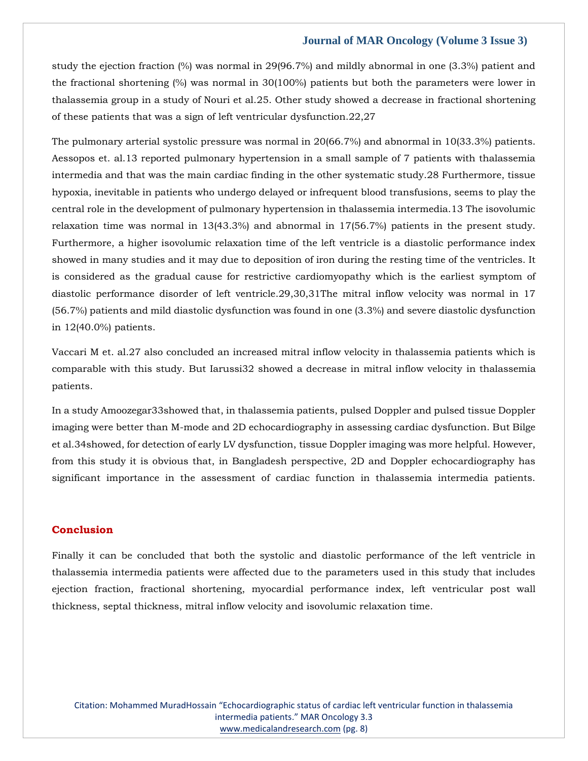study the ejection fraction (%) was normal in 29(96.7%) and mildly abnormal in one (3.3%) patient and the fractional shortening (%) was normal in 30(100%) patients but both the parameters were lower in thalassemia group in a study of Nouri et al.[25]. Other study showed a decrease in fractional shortening of these patients that was a sign of left ventricular dysfunction.[22,27]

The pulmonary arterial systolic pressure was normal in 20(66.7%) and abnormal in 10(33.3%) patients. Aessopos et. al.[13] reported pulmonary hypertension in a small sample of 7 patients with thalassemia intermedia and that was the main cardiac finding in the other systematic study.[28] Furthermore, tissue hypoxia, inevitable in patients who undergo delayed or infrequent blood transfusions, seems to play the central role in the development of pulmonary hypertension in thalassemia intermedia.[13] The isovolumic relaxation time was normal in 13(43.3%) and abnormal in 17(56.7%) patients in the present study. Furthermore, a higher isovolumic relaxation time of the left ventricle is a diastolic performance index showed in many studies and it may due to deposition of iron during the resting time of the ventricles. It is considered as the gradual cause for restrictive cardiomyopathy which is the earliest symptom of diastolic performance disorder of left ventricle.[29,30,31]The mitral inflow velocity was normal in 17 (56.7%) patients and mild diastolic dysfunction was found in one (3.3%) and severe diastolic dysfunction in 12(40.0%) patients.

Vaccari M et. al.[27] also concluded an increased mitral inflow velocity in thalassemia patients which is comparable with this study. But Iarussi[32] showed a decrease in mitral inflow velocity in thalassemia patients.

In a study Amoozegar[33]showed that, in thalassemia patients, pulsed Doppler and pulsed tissue Doppler imaging were better than M-mode and 2D echocardiography in assessing cardiac dysfunction. But Bilge et al.[34]showed, for detection of early LV dysfunction, tissue Doppler imaging was more helpful. However, from this study it is obvious that, in Bangladesh perspective, 2D and Doppler echocardiography has significant importance in the assessment of cardiac function in thalassemia intermedia patients.

## Conclusion

Finally it can be concluded that both the systolic and diastolic performance of the left ventricle in thalassemia intermedia patients were affected due to the parameters used in this study that includes ejection fraction, fractional shortening, myocardial performance index, left ventricular post wall thickness, septal thickness, mitral inflow velocity and isovolumic relaxation time.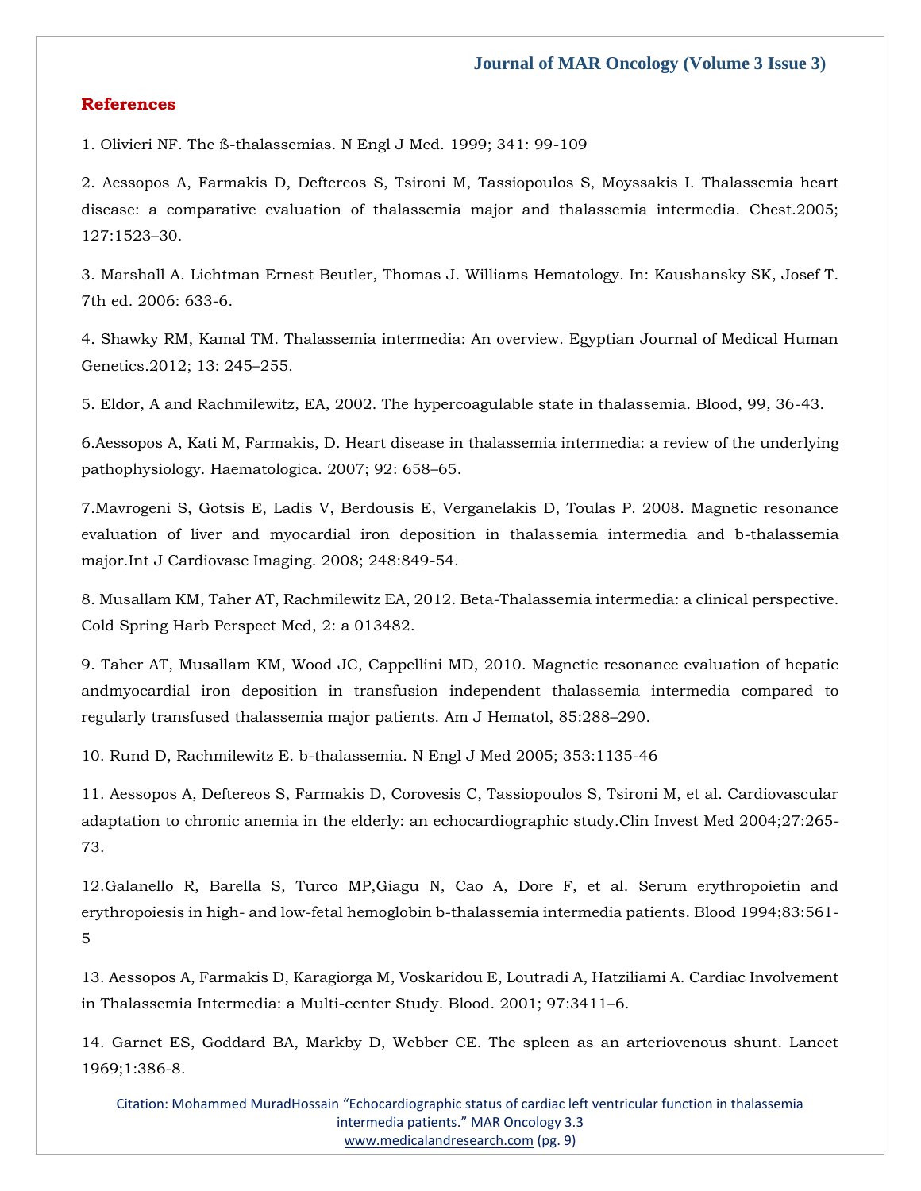## References

1. Olivieri NF. The ß-thalassemias. N Engl J Med. 1999; 341: 99-109

2. Aessopos A, Farmakis D, Deftereos S, Tsironi M, Tassiopoulos S, Moyssakis I. Thalassemia heart disease: a comparative evaluation of thalassemia major and thalassemia intermedia. Chest.2005; 127:1523–30.

3. Marshall A. Lichtman Ernest Beutler, Thomas J. Williams Hematology. In: Kaushansky SK, Josef T. 7th ed. 2006: 633-6.

4. Shawky RM, Kamal TM. Thalassemia intermedia: An overview. Egyptian Journal of Medical Human Genetics.2012; 13: 245–255.

5. Eldor, A and Rachmilewitz, EA, 2002. The hypercoagulable state in thalassemia. Blood, 99, 36-43.

6.Aessopos A, Kati M, Farmakis, D. Heart disease in thalassemia intermedia: a review of the underlying pathophysiology. Haematologica. 2007; 92: 658–65.

7.Mavrogeni S, Gotsis E, Ladis V, Berdousis E, Verganelakis D, Toulas P. 2008. Magnetic resonance evaluation of liver and myocardial iron deposition in thalassemia intermedia and b-thalassemia major.Int J Cardiovasc Imaging. 2008; 248:849-54.

8. Musallam KM, Taher AT, Rachmilewitz EA, 2012. Beta-Thalassemia intermedia: a clinical perspective. Cold Spring Harb Perspect Med, 2: a 013482.

9. Taher AT, Musallam KM, Wood JC, Cappellini MD, 2010. Magnetic resonance evaluation of hepatic andmyocardial iron deposition in transfusion independent thalassemia intermedia compared to regularly transfused thalassemia major patients. Am J Hematol, 85:288–290.

10. Rund D, Rachmilewitz E. b-thalassemia. N Engl J Med 2005; 353:1135-46

11. Aessopos A, Deftereos S, Farmakis D, Corovesis C, Tassiopoulos S, Tsironi M, et al. Cardiovascular adaptation to chronic anemia in the elderly: an echocardiographic study.Clin Invest Med 2004;27:265-73.

12.Galanello R, Barella S, Turco MP,Giagu N, Cao A, Dore F, et al. Serum erythropoietin and erythropoiesis in high- and low-fetal hemoglobin b-thalassemia intermedia patients. Blood 1994;83:561-5

13. Aessopos A, Farmakis D, Karagiorga M, Voskaridou E, Loutradi A, Hatziliami A. Cardiac Involvement in Thalassemia Intermedia: a Multi-center Study. Blood. 2001; 97:3411–6.

14. Garnet ES, Goddard BA, Markby D, Webber CE. The spleen as an arteriovenous shunt. Lancet 1969;1:386-8.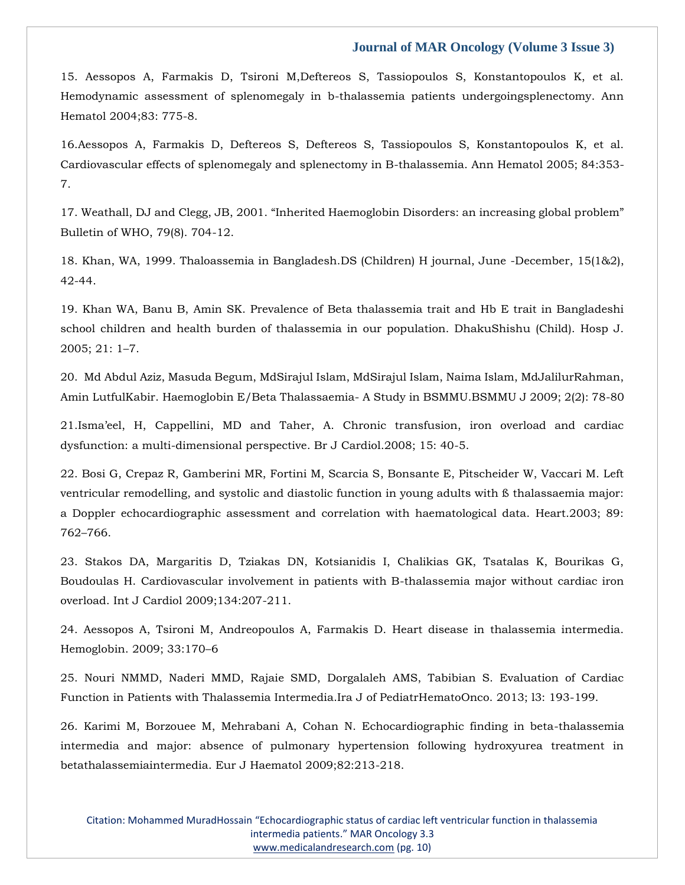15. Aessopos A, Farmakis D, Tsironi M,Deftereos S, Tassiopoulos S, Konstantopoulos K, et al. Hemodynamic assessment of splenomegaly in b-thalassemia patients undergoingsplenectomy. Ann Hematol 2004;83: 775-8.

16.Aessopos A, Farmakis D, Deftereos S, Deftereos S, Tassiopoulos S, Konstantopoulos K, et al. Cardiovascular effects of splenomegaly and splenectomy in B-thalassemia. Ann Hematol 2005; 84:353-7.

17. Weathall, DJ and Clegg, JB, 2001. "Inherited Haemoglobin Disorders: an increasing global problem" Bulletin of WHO, 79(8). 704-12.

18. Khan, WA, 1999. Thaloassemia in Bangladesh.DS (Children) H journal, June -December, 15(1&2), 42-44.

19. Khan WA, Banu B, Amin SK. Prevalence of Beta thalassemia trait and Hb E trait in Bangladeshi school children and health burden of thalassemia in our population. DhakuShishu (Child). Hosp J. 2005; 21: 1–7.

20. Md Abdul Aziz, Masuda Begum, MdSirajul Islam, MdSirajul Islam, Naima Islam, MdJalilurRahman, Amin LutfulKabir. Haemoglobin E/Beta Thalassaemia- A Study in BSMMU.BSMMU J 2009; 2(2): 78-80

21.Isma'eel, H, Cappellini, MD and Taher, A. Chronic transfusion, iron overload and cardiac dysfunction: a multi-dimensional perspective. Br J Cardiol.2008; 15: 40-5.

22. Bosi G, Crepaz R, Gamberini MR, Fortini M, Scarcia S, Bonsante E, Pitscheider W, Vaccari M. Left ventricular remodelling, and systolic and diastolic function in young adults with ß thalassaemia major: a Doppler echocardiographic assessment and correlation with haematological data. Heart.2003; 89: 762–766.

23. Stakos DA, Margaritis D, Tziakas DN, Kotsianidis I, Chalikias GK, Tsatalas K, Bourikas G, Boudoulas H. Cardiovascular involvement in patients with B-thalassemia major without cardiac iron overload. Int J Cardiol 2009;134:207-211.

24. Aessopos A, Tsironi M, Andreopoulos A, Farmakis D. Heart disease in thalassemia intermedia. Hemoglobin. 2009; 33:170–6

25. Nouri NMMD, Naderi MMD, Rajaie SMD, Dorgalaleh AMS, Tabibian S. Evaluation of Cardiac Function in Patients with Thalassemia Intermedia.Ira J of PediatrHematoOnco. 2013; l3: 193-199.

26. Karimi M, Borzouee M, Mehrabani A, Cohan N. Echocardiographic finding in beta-thalassemia intermedia and major: absence of pulmonary hypertension following hydroxyurea treatment in betathalassemiaintermedia. Eur J Haematol 2009;82:213-218.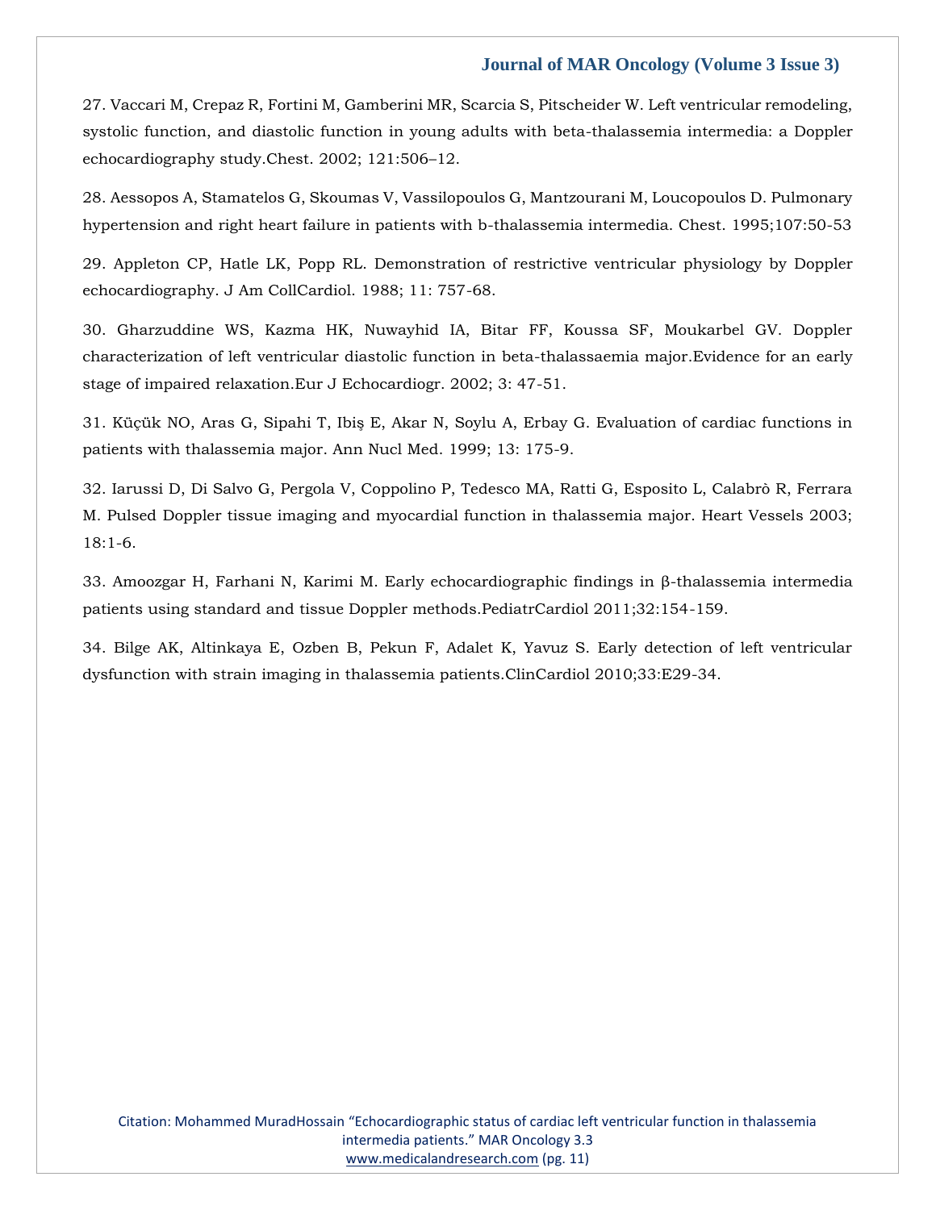27. Vaccari M, Crepaz R, Fortini M, Gamberini MR, Scarcia S, Pitscheider W. Left ventricular remodeling, systolic function, and diastolic function in young adults with beta-thalassemia intermedia: a Doppler echocardiography study.Chest. 2002; 121:506–12.

28. Aessopos A, Stamatelos G, Skoumas V, Vassilopoulos G, Mantzourani M, Loucopoulos D. Pulmonary hypertension and right heart failure in patients with b-thalassemia intermedia. Chest. 1995;107:50-53

29. Appleton CP, Hatle LK, Popp RL. Demonstration of restrictive ventricular physiology by Doppler echocardiography. J Am CollCardiol. 1988; 11: 757-68.

30. Gharzuddine WS, Kazma HK, Nuwayhid IA, Bitar FF, Koussa SF, Moukarbel GV. Doppler characterization of left ventricular diastolic function in beta-thalassaemia major.Evidence for an early stage of impaired relaxation.Eur J Echocardiogr. 2002; 3: 47-51.

31. Küçük NO, Aras G, Sipahi T, Ibiş E, Akar N, Soylu A, Erbay G. Evaluation of cardiac functions in patients with thalassemia major. Ann Nucl Med. 1999; 13: 175-9.

32. Iarussi D, Di Salvo G, Pergola V, Coppolino P, Tedesco MA, Ratti G, Esposito L, Calabrò R, Ferrara M. Pulsed Doppler tissue imaging and myocardial function in thalassemia major. Heart Vessels 2003; 18:1-6.

33. Amoozgar H, Farhani N, Karimi M. Early echocardiographic findings in β-thalassemia intermedia patients using standard and tissue Doppler methods.PediatrCardiol 2011;32:154-159.

34. Bilge AK, Altinkaya E, Ozben B, Pekun F, Adalet K, Yavuz S. Early detection of left ventricular dysfunction with strain imaging in thalassemia patients.ClinCardiol 2010;33:E29-34.